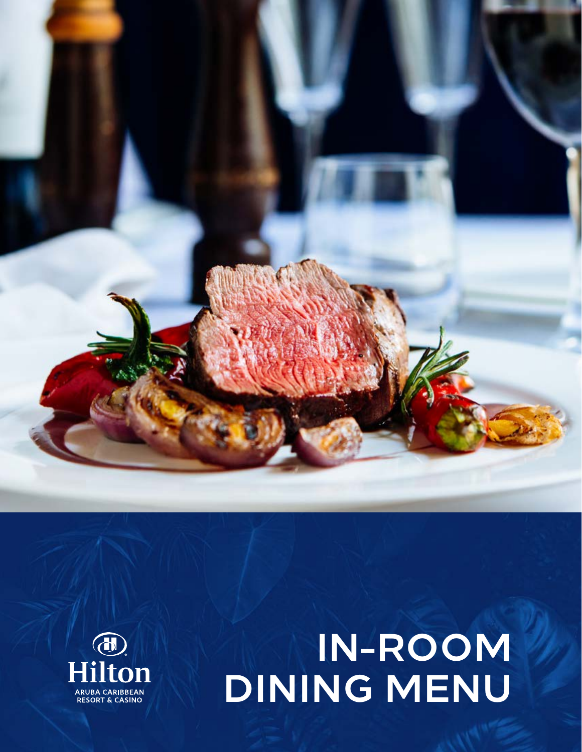Hilton

ARUBA CARIBBEAN
RESORT & CASINO

# IN-ROOM DINING MENU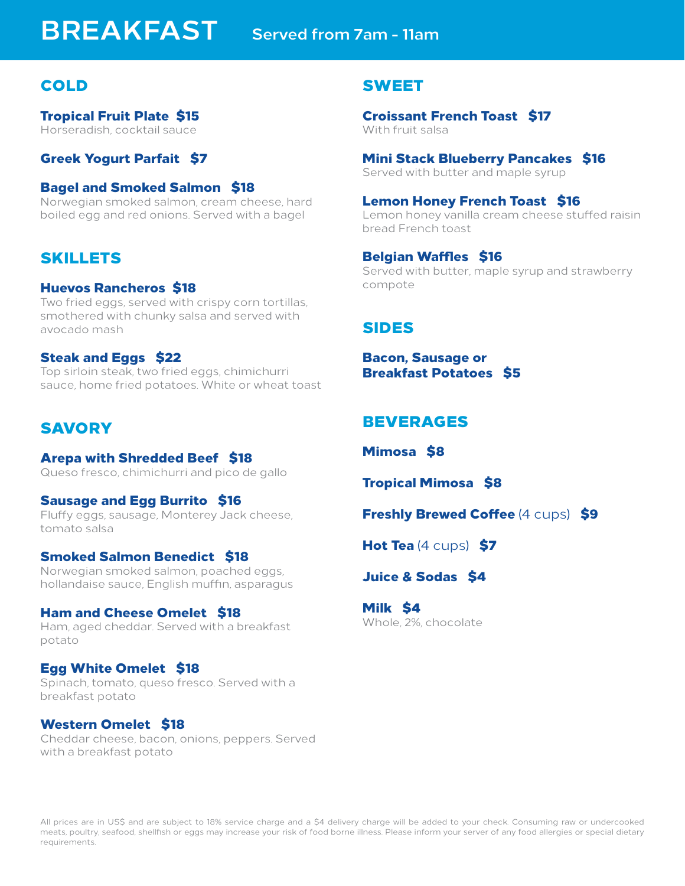# BREAKFAST

Served from 7am - 11am

## COLD

**Tropical Fruit Plate $15**
Horseradish, cocktail sauce

**Greek Yogurt Parfait $7**

**Bagel and Smoked Salmon $18**
Norwegian smoked salmon, cream cheese, hard boiled egg and red onions. Served with a bagel

## SKILLETS

**Huevos Rancheros $18**
Two fried eggs, served with crispy corn tortillas, smothered with chunky salsa and served with avocado mash

**Steak and Eggs $22**
Top sirloin steak, two fried eggs, chimichurri sauce, home fried potatoes. White or wheat toast

## SAVORY

**Arepa with Shredded Beef $18**
Queso fresco, chimichurri and pico de gallo

**Sausage and Egg Burrito $16**
Fluffy eggs, sausage, Monterey Jack cheese, tomato salsa

**Smoked Salmon Benedict $18**
Norwegian smoked salmon, poached eggs, hollandaise sauce, English muffin, asparagus

**Ham and Cheese Omelet $18**
Ham, aged cheddar. Served with a breakfast potato

**Egg White Omelet $18**
Spinach, tomato, queso fresco. Served with a breakfast potato

**Western Omelet $18**
Cheddar cheese, bacon, onions, peppers. Served with a breakfast potato

## SWEET

**Croissant French Toast $17**
With fruit salsa

**Mini Stack Blueberry Pancakes $16**
Served with butter and maple syrup

**Lemon Honey French Toast $16**
Lemon honey vanilla cream cheese stuffed raisin bread French toast

**Belgian Waffles $16**
Served with butter, maple syrup and strawberry compote

## SIDES

**Bacon, Sausage or Breakfast Potatoes $5**

## BEVERAGES

**Mimosa $8**

**Tropical Mimosa $8**

**Freshly Brewed Coffee** (4 cups) **$9**

**Hot Tea** (4 cups) **$7**

**Juice & Sodas $4**

**Milk $4**
Whole, 2%, chocolate

All prices are in US$ and are subject to 18% service charge and a $4 delivery charge will be added to your check. Consuming raw or undercooked meats, poultry, seafood, shellfish or eggs may increase your risk of food borne illness. Please inform your server of any food allergies or special dietary requirements.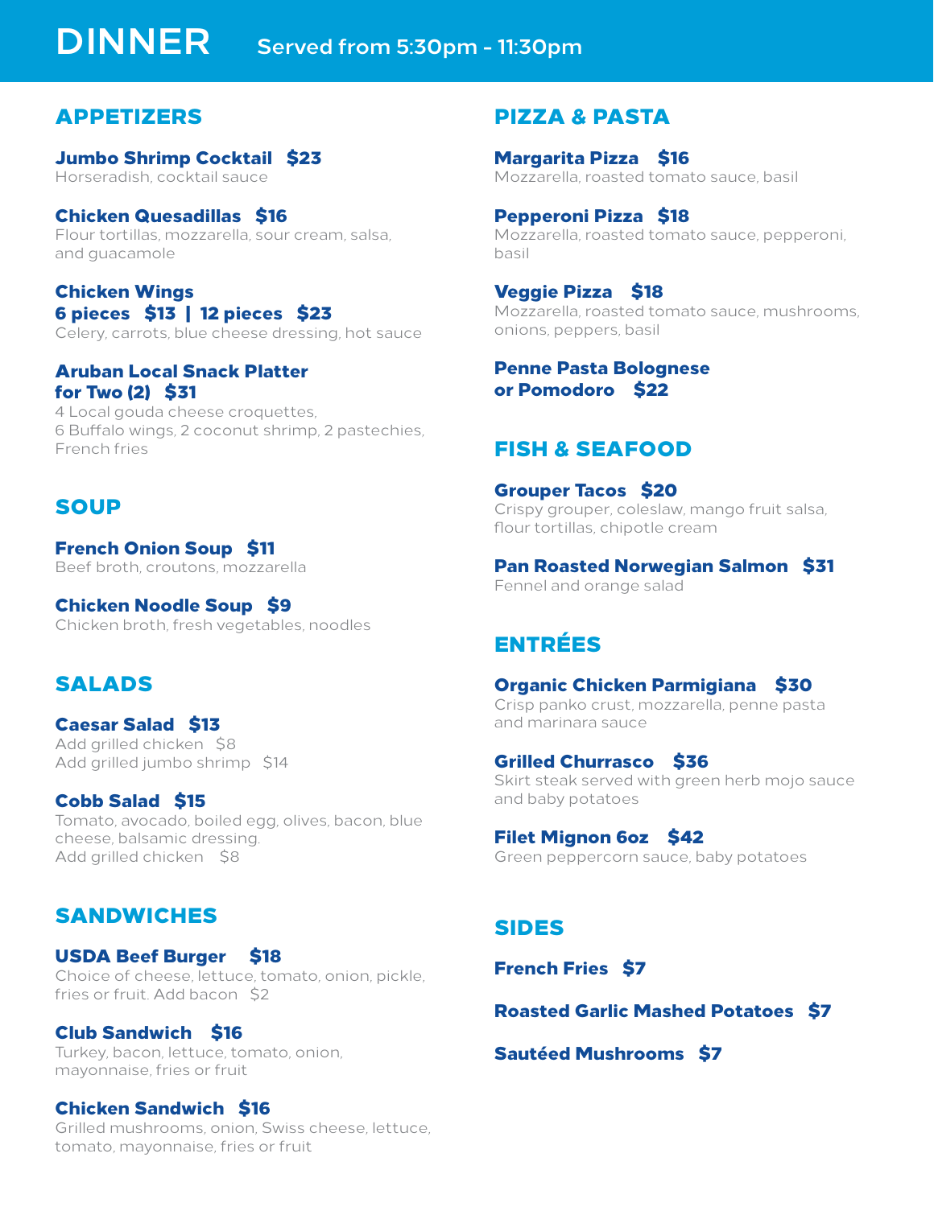# DINNER

Served from 5:30pm - 11:30pm

## APPETIZERS

**Jumbo Shrimp Cocktail   $23**
Horseradish, cocktail sauce

**Chicken Quesadillas   $16**
Flour tortillas, mozzarella, sour cream, salsa, and guacamole

**Chicken Wings**
**6 pieces   $13  |  12 pieces   $23**
Celery, carrots, blue cheese dressing, hot sauce

**Aruban Local Snack Platter for Two (2)   $31**
4 Local gouda cheese croquettes, 6 Buffalo wings, 2 coconut shrimp, 2 pastechies, French fries

## SOUP

**French Onion Soup   $11**
Beef broth, croutons, mozzarella

**Chicken Noodle Soup   $9**
Chicken broth, fresh vegetables, noodles

## SALADS

**Caesar Salad   $13**
Add grilled chicken   $8
Add grilled jumbo shrimp   $14

**Cobb Salad   $15**
Tomato, avocado, boiled egg, olives, bacon, blue cheese, balsamic dressing.
Add grilled chicken   $8

## SANDWICHES

**USDA Beef Burger   $18**
Choice of cheese, lettuce, tomato, onion, pickle, fries or fruit. Add bacon   $2

**Club Sandwich   $16**
Turkey, bacon, lettuce, tomato, onion, mayonnaise, fries or fruit

**Chicken Sandwich   $16**
Grilled mushrooms, onion, Swiss cheese, lettuce, tomato, mayonnaise, fries or fruit

## PIZZA & PASTA

**Margarita Pizza   $16**
Mozzarella, roasted tomato sauce, basil

**Pepperoni Pizza   $18**
Mozzarella, roasted tomato sauce, pepperoni, basil

**Veggie Pizza   $18**
Mozzarella, roasted tomato sauce, mushrooms, onions, peppers, basil

**Penne Pasta Bolognese or Pomodoro   $22**

## FISH & SEAFOOD

**Grouper Tacos   $20**
Crispy grouper, coleslaw, mango fruit salsa, flour tortillas, chipotle cream

**Pan Roasted Norwegian Salmon   $31**
Fennel and orange salad

## ENTRÉES

**Organic Chicken Parmigiana   $30**
Crisp panko crust, mozzarella, penne pasta and marinara sauce

**Grilled Churrasco   $36**
Skirt steak served with green herb mojo sauce and baby potatoes

**Filet Mignon 6oz   $42**
Green peppercorn sauce, baby potatoes

## SIDES

**French Fries   $7**

**Roasted Garlic Mashed Potatoes   $7**

**Sautéed Mushrooms   $7**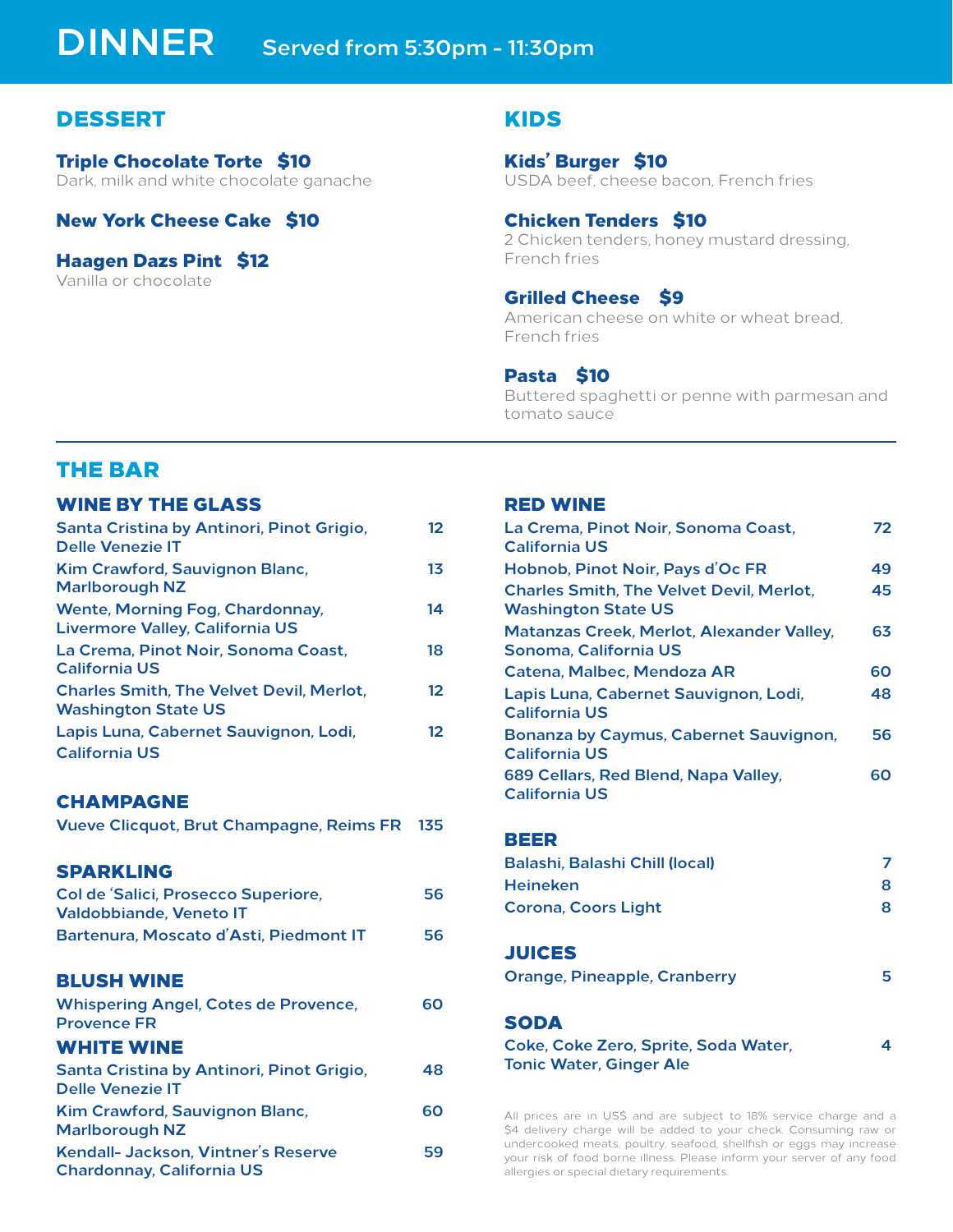# DINNER

Served from 5:30pm - 11:30pm

## DESSERT

**Triple Chocolate Torte $10**
Dark, milk and white chocolate ganache

**New York Cheese Cake $10**

**Haagen Dazs Pint $12**
Vanilla or chocolate

## KIDS

**Kids' Burger $10**
USDA beef, cheese bacon, French fries

**Chicken Tenders $10**
2 Chicken tenders, honey mustard dressing, French fries

**Grilled Cheese $9**
American cheese on white or wheat bread, French fries

**Pasta $10**
Buttered spaghetti or penne with parmesan and tomato sauce

## THE BAR

### WINE BY THE GLASS

| | |
|---|---|
| Santa Cristina by Antinori, Pinot Grigio, Delle Venezie IT | 12 |
| Kim Crawford, Sauvignon Blanc, Marlborough NZ | 13 |
| Wente, Morning Fog, Chardonnay, Livermore Valley, California US | 14 |
| La Crema, Pinot Noir, Sonoma Coast, California US | 18 |
| Charles Smith, The Velvet Devil, Merlot, Washington State US | 12 |
| Lapis Luna, Cabernet Sauvignon, Lodi, California US | 12 |

### CHAMPAGNE

| | |
|---|---|
| Vueve Clicquot, Brut Champagne, Reims FR | 135 |

### SPARKLING

| | |
|---|---|
| Col de 'Salici, Prosecco Superiore, Valdobbiande, Veneto IT | 56 |
| Bartenura, Moscato d'Asti, Piedmont IT | 56 |

### BLUSH WINE

| | |
|---|---|
| Whispering Angel, Cotes de Provence, Provence FR | 60 |

### WHITE WINE

| | |
|---|---|
| Santa Cristina by Antinori, Pinot Grigio, Delle Venezie IT | 48 |
| Kim Crawford, Sauvignon Blanc, Marlborough NZ | 60 |
| Kendall- Jackson, Vintner's Reserve Chardonnay, California US | 59 |

### RED WINE

| | |
|---|---|
| La Crema, Pinot Noir, Sonoma Coast, California US | 72 |
| Hobnob, Pinot Noir, Pays d'Oc FR | 49 |
| Charles Smith, The Velvet Devil, Merlot, Washington State US | 45 |
| Matanzas Creek, Merlot, Alexander Valley, Sonoma, California US | 63 |
| Catena, Malbec, Mendoza AR | 60 |
| Lapis Luna, Cabernet Sauvignon, Lodi, California US | 48 |
| Bonanza by Caymus, Cabernet Sauvignon, California US | 56 |
| 689 Cellars, Red Blend, Napa Valley, California US | 60 |

### BEER

| | |
|---|---|
| Balashi, Balashi Chill (local) | 7 |
| Heineken | 8 |
| Corona, Coors Light | 8 |

### JUICES

| | |
|---|---|
| Orange, Pineapple, Cranberry | 5 |

### SODA

| | |
|---|---|
| Coke, Coke Zero, Sprite, Soda Water, Tonic Water, Ginger Ale | 4 |

All prices are in US$ and are subject to 18% service charge and a $4 delivery charge will be added to your check. Consuming raw or undercooked meats, poultry, seafood, shellfish or eggs may increase your risk of food borne illness. Please inform your server of any food allergies or special dietary requirements.